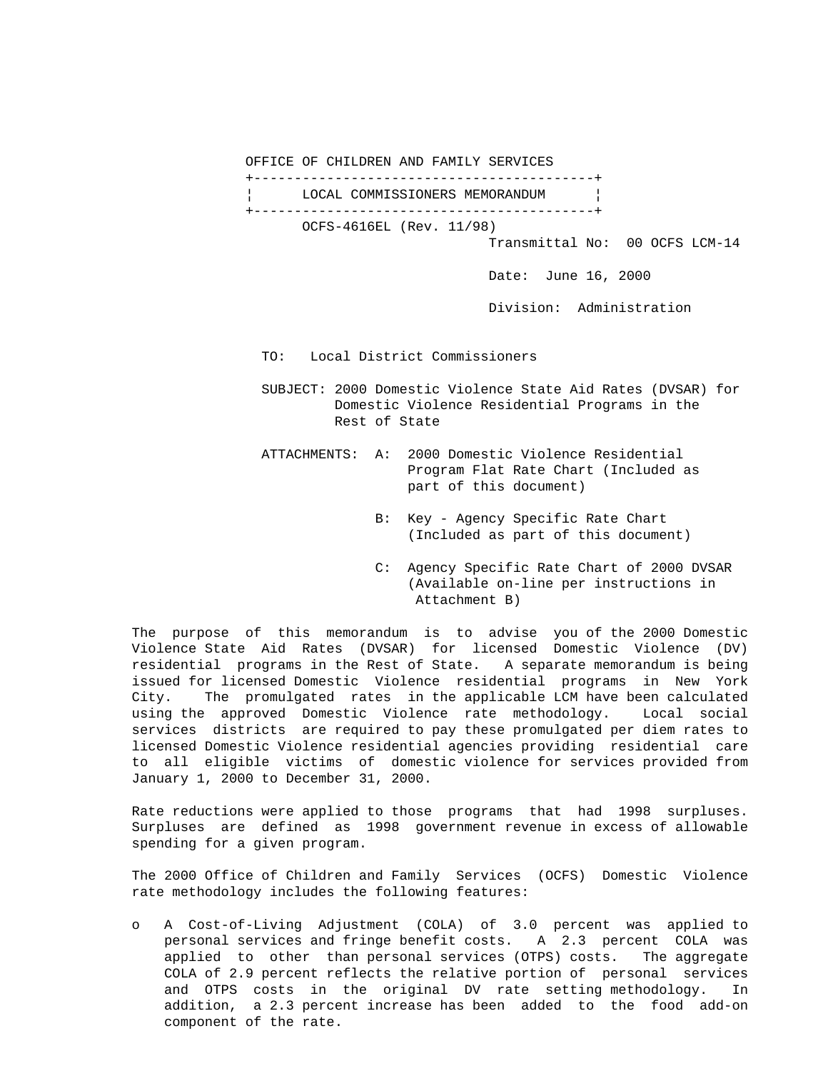OFFICE OF CHILDREN AND FAMILY SERVICES

# LOCAL COMMISSIONERS MEMORANDUM

OCFS-4616EL (Rev. 11/98)

Transmittal No: 00 OCFS LCM-14

Date: June 16, 2000

Division: Administration

TO: Local District Commissioners

SUBJECT: 2000 Domestic Violence State Aid Rates (DVSAR) for Domestic Violence Residential Programs in the Rest of State

ATTACHMENTS:
- A: 2000 Domestic Violence Residential Program Flat Rate Chart (Included as part of this document)
- B: Key - Agency Specific Rate Chart (Included as part of this document)
- C: Agency Specific Rate Chart of 2000 DVSAR (Available on-line per instructions in Attachment B)

The purpose of this memorandum is to advise you of the 2000 Domestic Violence State Aid Rates (DVSAR) for licensed Domestic Violence (DV) residential programs in the Rest of State. A separate memorandum is being issued for licensed Domestic Violence residential programs in New York City. The promulgated rates in the applicable LCM have been calculated using the approved Domestic Violence rate methodology. Local social services districts are required to pay these promulgated per diem rates to licensed Domestic Violence residential agencies providing residential care to all eligible victims of domestic violence for services provided from January 1, 2000 to December 31, 2000.

Rate reductions were applied to those programs that had 1998 surpluses. Surpluses are defined as 1998 government revenue in excess of allowable spending for a given program.

The 2000 Office of Children and Family Services (OCFS) Domestic Violence rate methodology includes the following features:

- o A Cost-of-Living Adjustment (COLA) of 3.0 percent was applied to personal services and fringe benefit costs. A 2.3 percent COLA was applied to other than personal services (OTPS) costs. The aggregate COLA of 2.9 percent reflects the relative portion of personal services and OTPS costs in the original DV rate setting methodology. In addition, a 2.3 percent increase has been added to the food add-on component of the rate.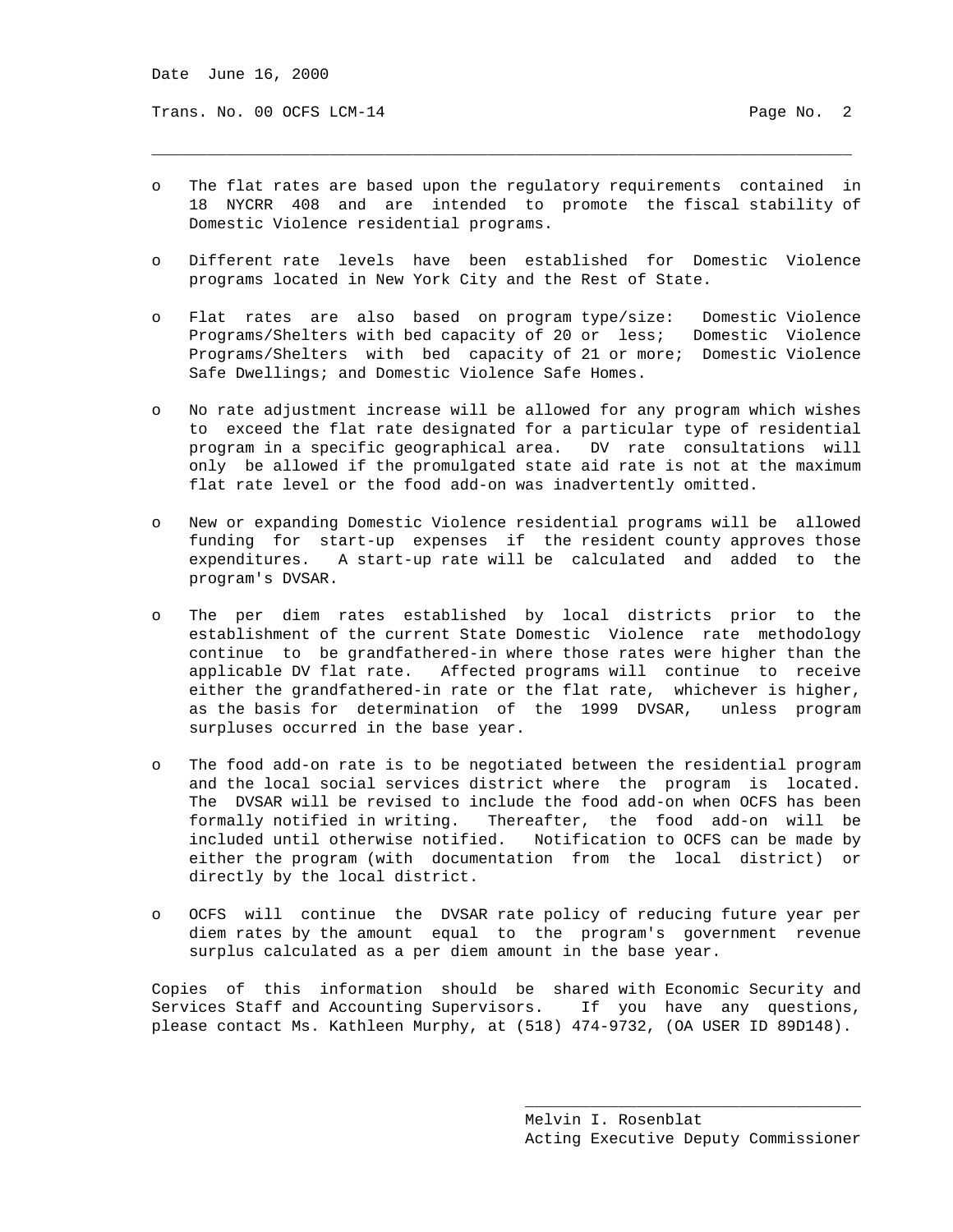- The flat rates are based upon the regulatory requirements contained in 18 NYCRR 408 and are intended to promote the fiscal stability of Domestic Violence residential programs.

- Different rate levels have been established for Domestic Violence programs located in New York City and the Rest of State.

- Flat rates are also based on program type/size: Domestic Violence Programs/Shelters with bed capacity of 20 or less; Domestic Violence Programs/Shelters with bed capacity of 21 or more; Domestic Violence Safe Dwellings; and Domestic Violence Safe Homes.

- No rate adjustment increase will be allowed for any program which wishes to exceed the flat rate designated for a particular type of residential program in a specific geographical area. DV rate consultations will only be allowed if the promulgated state aid rate is not at the maximum flat rate level or the food add-on was inadvertently omitted.

- New or expanding Domestic Violence residential programs will be allowed funding for start-up expenses if the resident county approves those expenditures. A start-up rate will be calculated and added to the program's DVSAR.

- The per diem rates established by local districts prior to the establishment of the current State Domestic Violence rate methodology continue to be grandfathered-in where those rates were higher than the applicable DV flat rate. Affected programs will continue to receive either the grandfathered-in rate or the flat rate, whichever is higher, as the basis for determination of the 1999 DVSAR, unless program surpluses occurred in the base year.

- The food add-on rate is to be negotiated between the residential program and the local social services district where the program is located. The DVSAR will be revised to include the food add-on when OCFS has been formally notified in writing. Thereafter, the food add-on will be included until otherwise notified. Notification to OCFS can be made by either the program (with documentation from the local district) or directly by the local district.

- OCFS will continue the DVSAR rate policy of reducing future year per diem rates by the amount equal to the program's government revenue surplus calculated as a per diem amount in the base year.

Copies of this information should be shared with Economic Security and Services Staff and Accounting Supervisors. If you have any questions, please contact Ms. Kathleen Murphy, at (518) 474-9732, (OA USER ID 89D148).

Melvin I. Rosenblat
Acting Executive Deputy Commissioner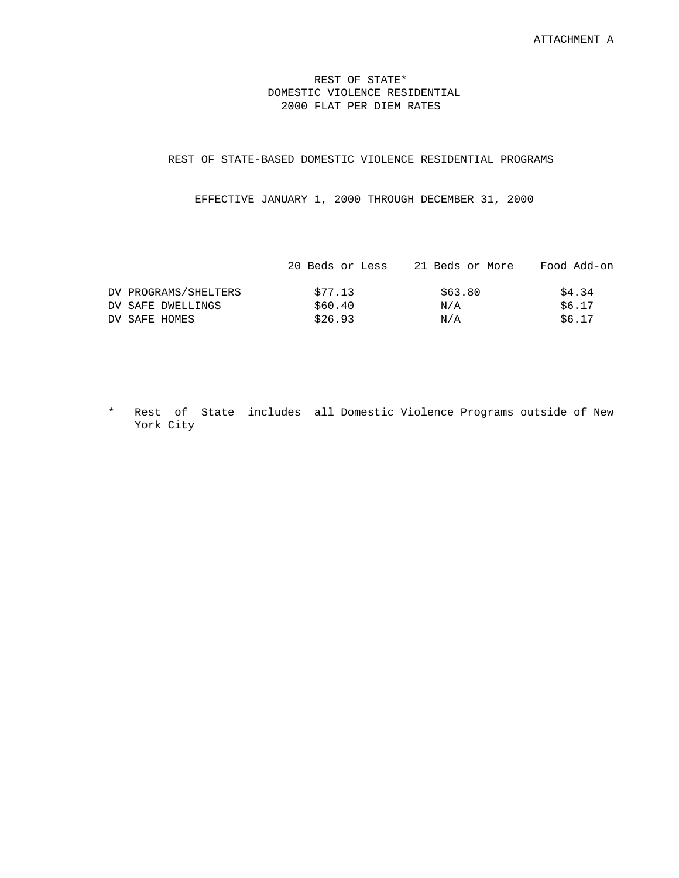ATTACHMENT A

# REST OF STATE*
# DOMESTIC VIOLENCE RESIDENTIAL
# 2000 FLAT PER DIEM RATES

## REST OF STATE-BASED DOMESTIC VIOLENCE RESIDENTIAL PROGRAMS

EFFECTIVE JANUARY 1, 2000 THROUGH DECEMBER 31, 2000

| | 20 Beds or Less | 21 Beds or More | Food Add-on |
|---|---|---|---|
| DV PROGRAMS/SHELTERS | $77.13 | $63.80 | $4.34 |
| DV SAFE DWELLINGS | $60.40 | N/A | $6.17 |
| DV SAFE HOMES | $26.93 | N/A | $6.17 |

\* Rest of State includes all Domestic Violence Programs outside of New York City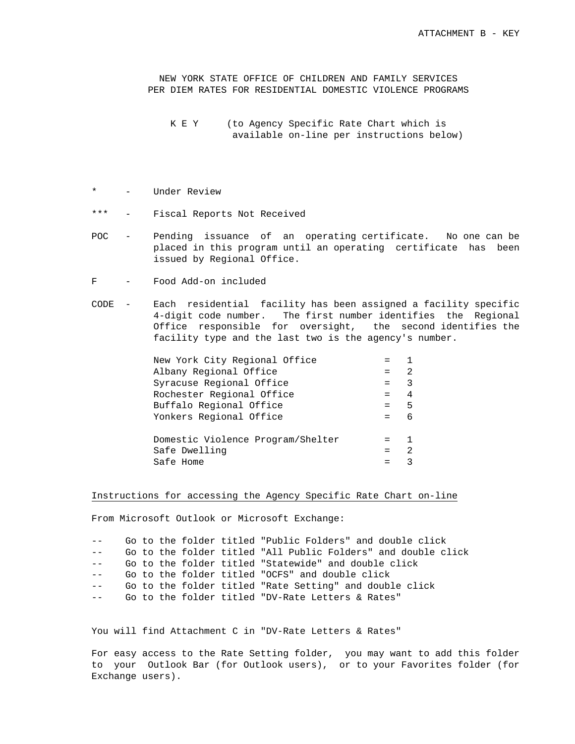ATTACHMENT B - KEY

# NEW YORK STATE OFFICE OF CHILDREN AND FAMILY SERVICES
# PER DIEM RATES FOR RESIDENTIAL DOMESTIC VIOLENCE PROGRAMS

K E Y (to Agency Specific Rate Chart which is available on-line per instructions below)

\* - Under Review

\*\*\* - Fiscal Reports Not Received

POC - Pending issuance of an operating certificate. No one can be placed in this program until an operating certificate has been issued by Regional Office.

F - Food Add-on included

CODE - Each residential facility has been assigned a facility specific 4-digit code number. The first number identifies the Regional Office responsible for oversight, the second identifies the facility type and the last two is the agency's number.

| | | |
|---|---|---|
| New York City Regional Office | = | 1 |
| Albany Regional Office | = | 2 |
| Syracuse Regional Office | = | 3 |
| Rochester Regional Office | = | 4 |
| Buffalo Regional Office | = | 5 |
| Yonkers Regional Office | = | 6 |

| | | |
|---|---|---|
| Domestic Violence Program/Shelter | = | 1 |
| Safe Dwelling | = | 2 |
| Safe Home | = | 3 |

<u>Instructions for accessing the Agency Specific Rate Chart on-line</u>

From Microsoft Outlook or Microsoft Exchange:

-- Go to the folder titled "Public Folders" and double click
-- Go to the folder titled "All Public Folders" and double click
-- Go to the folder titled "Statewide" and double click
-- Go to the folder titled "OCFS" and double click
-- Go to the folder titled "Rate Setting" and double click
-- Go to the folder titled "DV-Rate Letters & Rates"

You will find Attachment C in "DV-Rate Letters & Rates"

For easy access to the Rate Setting folder, you may want to add this folder to your Outlook Bar (for Outlook users), or to your Favorites folder (for Exchange users).